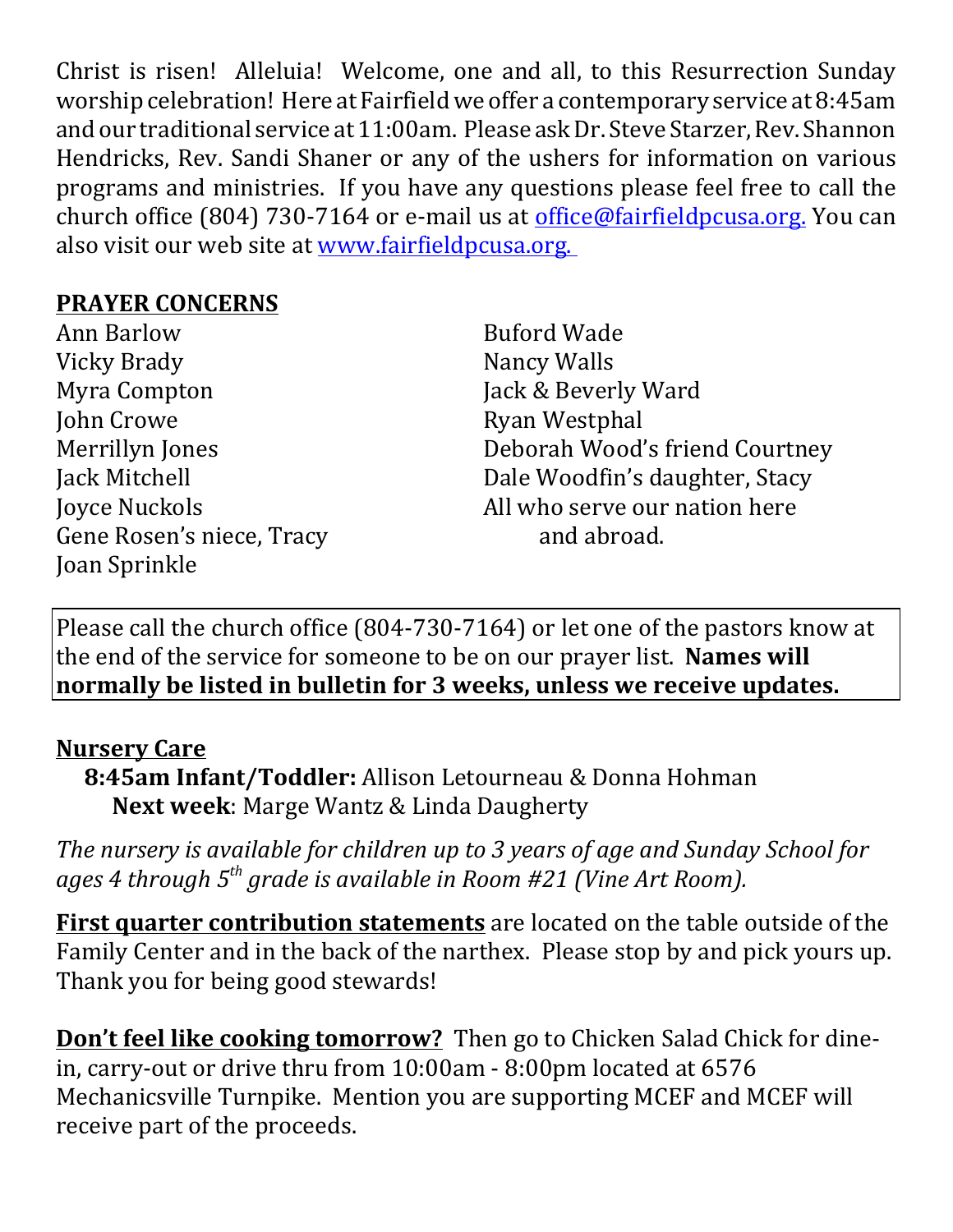Christ is risen! Alleluia! Welcome, one and all, to this Resurrection Sunday worship celebration! Here at Fairfield we offer a contemporary service at 8:45am and our traditional service at 11:00am. Please ask Dr. Steve Starzer, Rev. Shannon Hendricks, Rev. Sandi Shaner or any of the ushers for information on various programs and ministries. If you have any questions please feel free to call the church office (804) 730-7164 or e-mail us at office@fairfieldpcusa.org. You can also visit our web site at www.fairfieldpcusa.org.

**PRAYER CONCERNS**

Ann Barlow
Vicky Brady
Myra Compton
John Crowe
Merrillyn Jones
Jack Mitchell
Joyce Nuckols
Gene Rosen's niece, Tracy
Joan Sprinkle
Buford Wade
Nancy Walls
Jack & Beverly Ward
Ryan Westphal
Deborah Wood's friend Courtney
Dale Woodfin's daughter, Stacy
All who serve our nation here and abroad.

Please call the church office (804-730-7164) or let one of the pastors know at the end of the service for someone to be on our prayer list. **Names will normally be listed in bulletin for 3 weeks, unless we receive updates.**

**Nursery Care**

**8:45am Infant/Toddler:** Allison Letourneau & Donna Hohman
**Next week**: Marge Wantz & Linda Daugherty

*The nursery is available for children up to 3 years of age and Sunday School for ages 4 through 5th grade is available in Room #21 (Vine Art Room).*

**First quarter contribution statements** are located on the table outside of the Family Center and in the back of the narthex. Please stop by and pick yours up. Thank you for being good stewards!

**Don't feel like cooking tomorrow?** Then go to Chicken Salad Chick for dine-in, carry-out or drive thru from 10:00am - 8:00pm located at 6576 Mechanicsville Turnpike. Mention you are supporting MCEF and MCEF will receive part of the proceeds.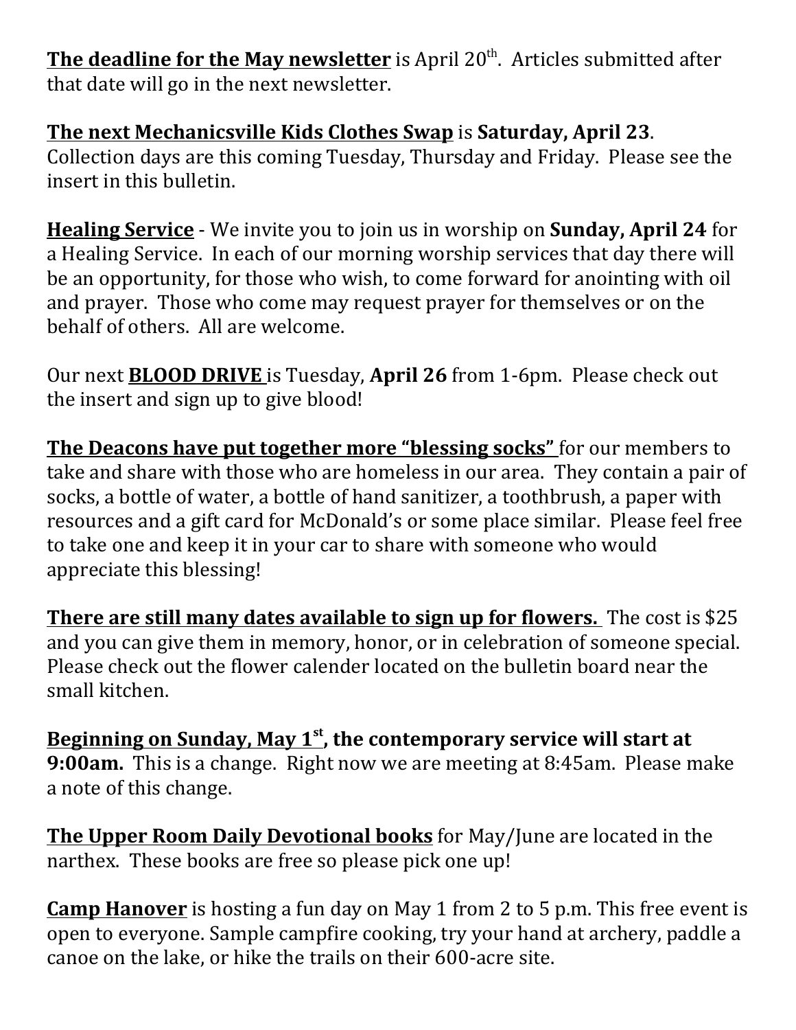**<u>The deadline for the May newsletter</u>** is April 20th. Articles submitted after that date will go in the next newsletter.

**<u>The next Mechanicsville Kids Clothes Swap</u>** is **Saturday, April 23**. Collection days are this coming Tuesday, Thursday and Friday. Please see the insert in this bulletin.

**<u>Healing Service</u>** - We invite you to join us in worship on **Sunday, April 24** for a Healing Service. In each of our morning worship services that day there will be an opportunity, for those who wish, to come forward for anointing with oil and prayer. Those who come may request prayer for themselves or on the behalf of others. All are welcome.

Our next **<u>BLOOD DRIVE</u>** is Tuesday, **April 26** from 1-6pm. Please check out the insert and sign up to give blood!

**<u>The Deacons have put together more "blessing socks"</u>** for our members to take and share with those who are homeless in our area. They contain a pair of socks, a bottle of water, a bottle of hand sanitizer, a toothbrush, a paper with resources and a gift card for McDonald's or some place similar. Please feel free to take one and keep it in your car to share with someone who would appreciate this blessing!

**<u>There are still many dates available to sign up for flowers.</u>** The cost is $25 and you can give them in memory, honor, or in celebration of someone special. Please check out the flower calender located on the bulletin board near the small kitchen.

**<u>Beginning on Sunday, May 1st</u>, the contemporary service will start at 9:00am.** This is a change. Right now we are meeting at 8:45am. Please make a note of this change.

**<u>The Upper Room Daily Devotional books</u>** for May/June are located in the narthex. These books are free so please pick one up!

**<u>Camp Hanover</u>** is hosting a fun day on May 1 from 2 to 5 p.m. This free event is open to everyone. Sample campfire cooking, try your hand at archery, paddle a canoe on the lake, or hike the trails on their 600-acre site.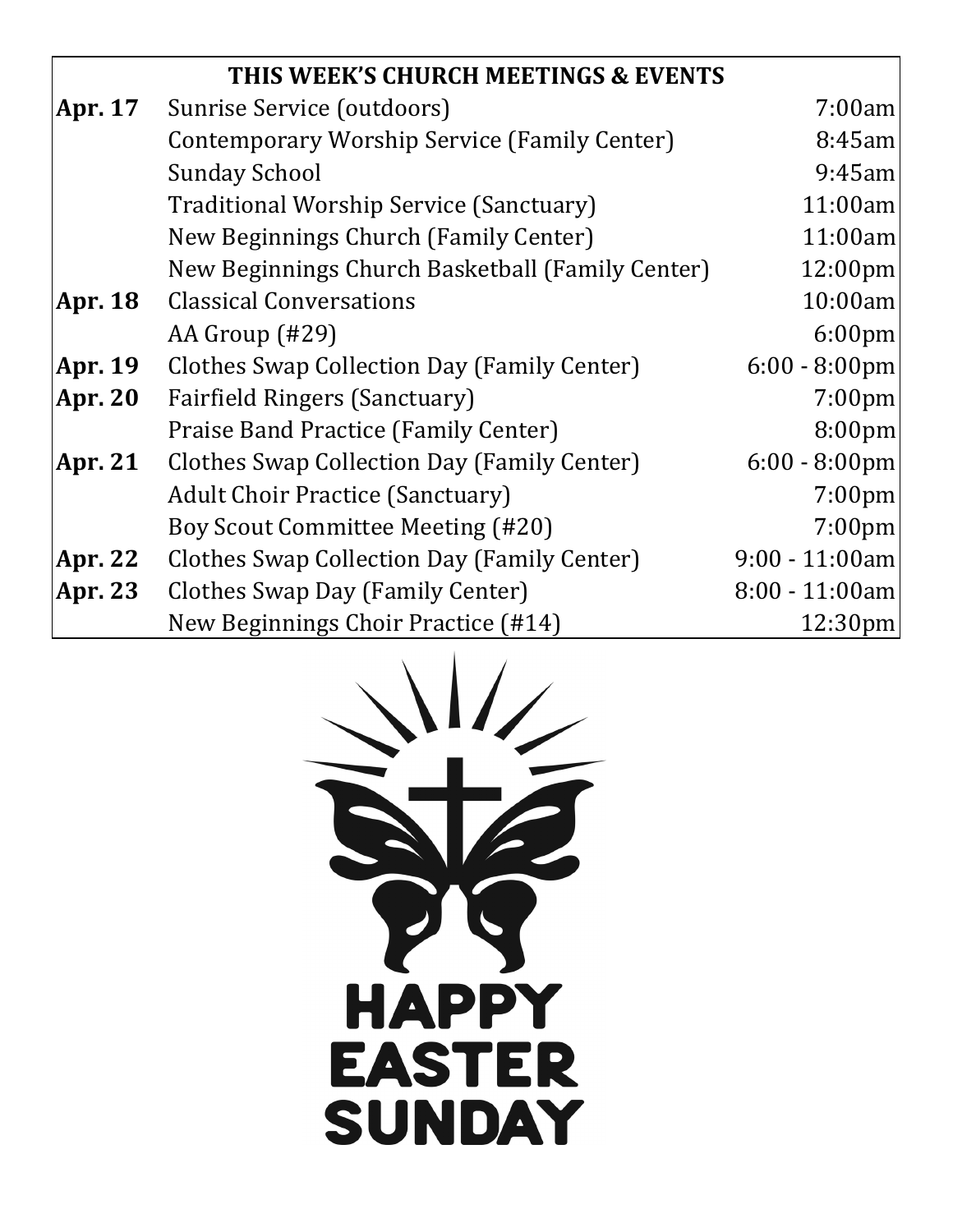| THIS WEEK'S CHURCH MEETINGS & EVENTS | | |
|---|---|---|
| **Apr. 17** | Sunrise Service (outdoors) | 7:00am |
| | Contemporary Worship Service (Family Center) | 8:45am |
| | Sunday School | 9:45am |
| | Traditional Worship Service (Sanctuary) | 11:00am |
| | New Beginnings Church (Family Center) | 11:00am |
| | New Beginnings Church Basketball (Family Center) | 12:00pm |
| **Apr. 18** | Classical Conversations | 10:00am |
| | AA Group (#29) | 6:00pm |
| **Apr. 19** | Clothes Swap Collection Day (Family Center) | 6:00 - 8:00pm |
| **Apr. 20** | Fairfield Ringers (Sanctuary) | 7:00pm |
| | Praise Band Practice (Family Center) | 8:00pm |
| **Apr. 21** | Clothes Swap Collection Day (Family Center) | 6:00 - 8:00pm |
| | Adult Choir Practice (Sanctuary) | 7:00pm |
| | Boy Scout Committee Meeting (#20) | 7:00pm |
| **Apr. 22** | Clothes Swap Collection Day (Family Center) | 9:00 - 11:00am |
| **Apr. 23** | Clothes Swap Day (Family Center) | 8:00 - 11:00am |
| | New Beginnings Choir Practice (#14) | 12:30pm |

HAPPY
EASTER
SUNDAY